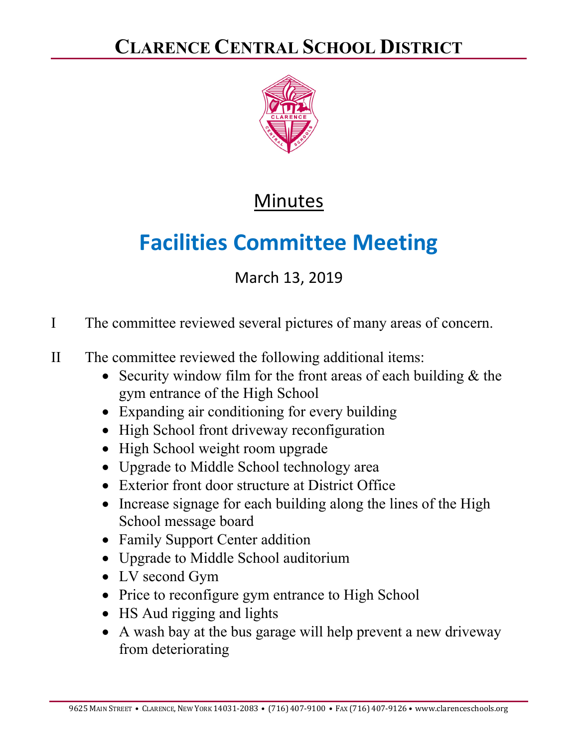# Clarence Central School District

## Minutes

# Facilities Committee Meeting

March 13, 2019

I The committee reviewed several pictures of many areas of concern.

II The committee reviewed the following additional items:

- Security window film for the front areas of each building & the gym entrance of the High School
- Expanding air conditioning for every building
- High School front driveway reconfiguration
- High School weight room upgrade
- Upgrade to Middle School technology area
- Exterior front door structure at District Office
- Increase signage for each building along the lines of the High School message board
- Family Support Center addition
- Upgrade to Middle School auditorium
- LV second Gym
- Price to reconfigure gym entrance to High School
- HS Aud rigging and lights
- A wash bay at the bus garage will help prevent a new driveway from deteriorating

9625 Main Street • Clarence, New York 14031-2083 • (716) 407-9100 • Fax (716) 407-9126 • www.clarenceschools.org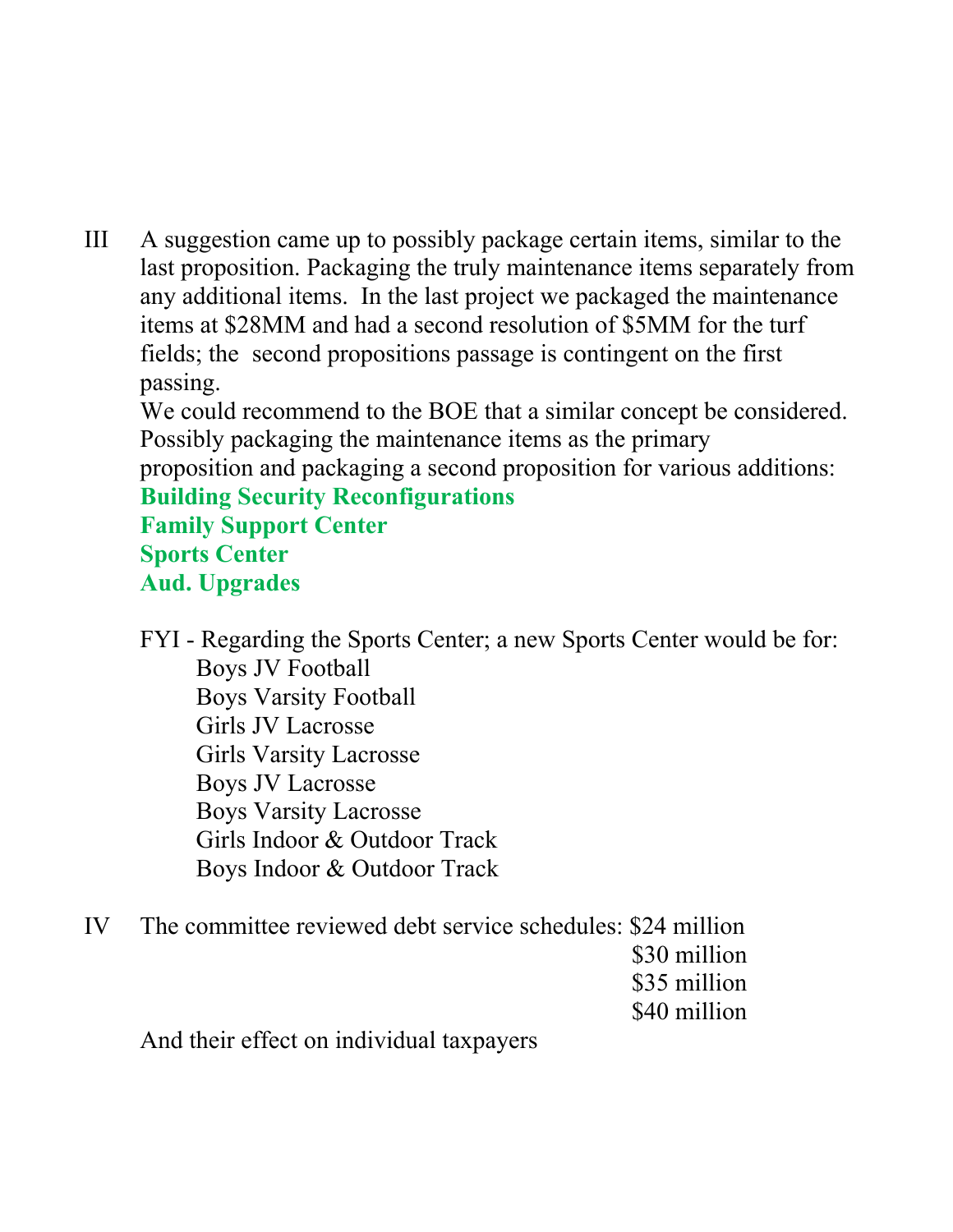III A suggestion came up to possibly package certain items, similar to the last proposition. Packaging the truly maintenance items separately from any additional items. In the last project we packaged the maintenance items at $28MM and had a second resolution of $5MM for the turf fields; the second propositions passage is contingent on the first passing.

We could recommend to the BOE that a similar concept be considered. Possibly packaging the maintenance items as the primary proposition and packaging a second proposition for various additions:

**Building Security Reconfigurations**
**Family Support Center**
**Sports Center**
**Aud. Upgrades**

FYI - Regarding the Sports Center; a new Sports Center would be for:

- Boys JV Football
- Boys Varsity Football
- Girls JV Lacrosse
- Girls Varsity Lacrosse
- Boys JV Lacrosse
- Boys Varsity Lacrosse
- Girls Indoor & Outdoor Track
- Boys Indoor & Outdoor Track

IV The committee reviewed debt service schedules:

- $24 million
- $30 million
- $35 million
- $40 million

And their effect on individual taxpayers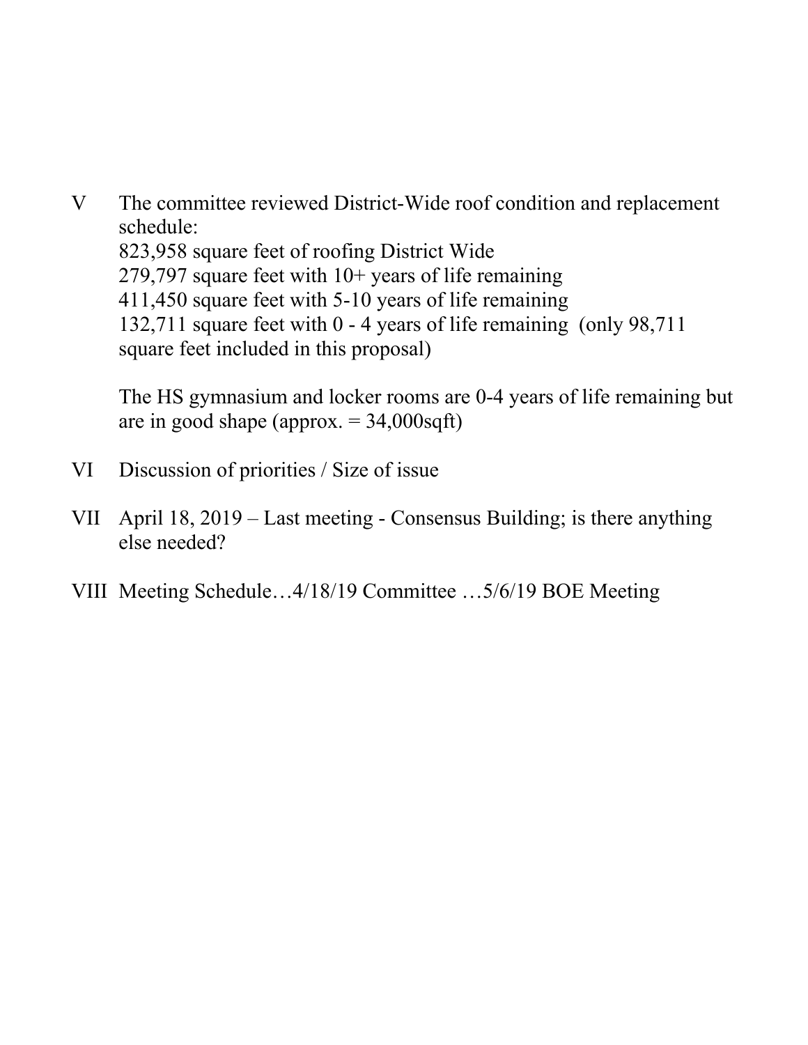V The committee reviewed District-Wide roof condition and replacement schedule:
823,958 square feet of roofing District Wide
279,797 square feet with 10+ years of life remaining
411,450 square feet with 5-10 years of life remaining
132,711 square feet with 0 - 4 years of life remaining (only 98,711 square feet included in this proposal)

The HS gymnasium and locker rooms are 0-4 years of life remaining but are in good shape (approx. = 34,000sqft)

VI Discussion of priorities / Size of issue

VII April 18, 2019 – Last meeting - Consensus Building; is there anything else needed?

VIII Meeting Schedule…4/18/19 Committee …5/6/19 BOE Meeting